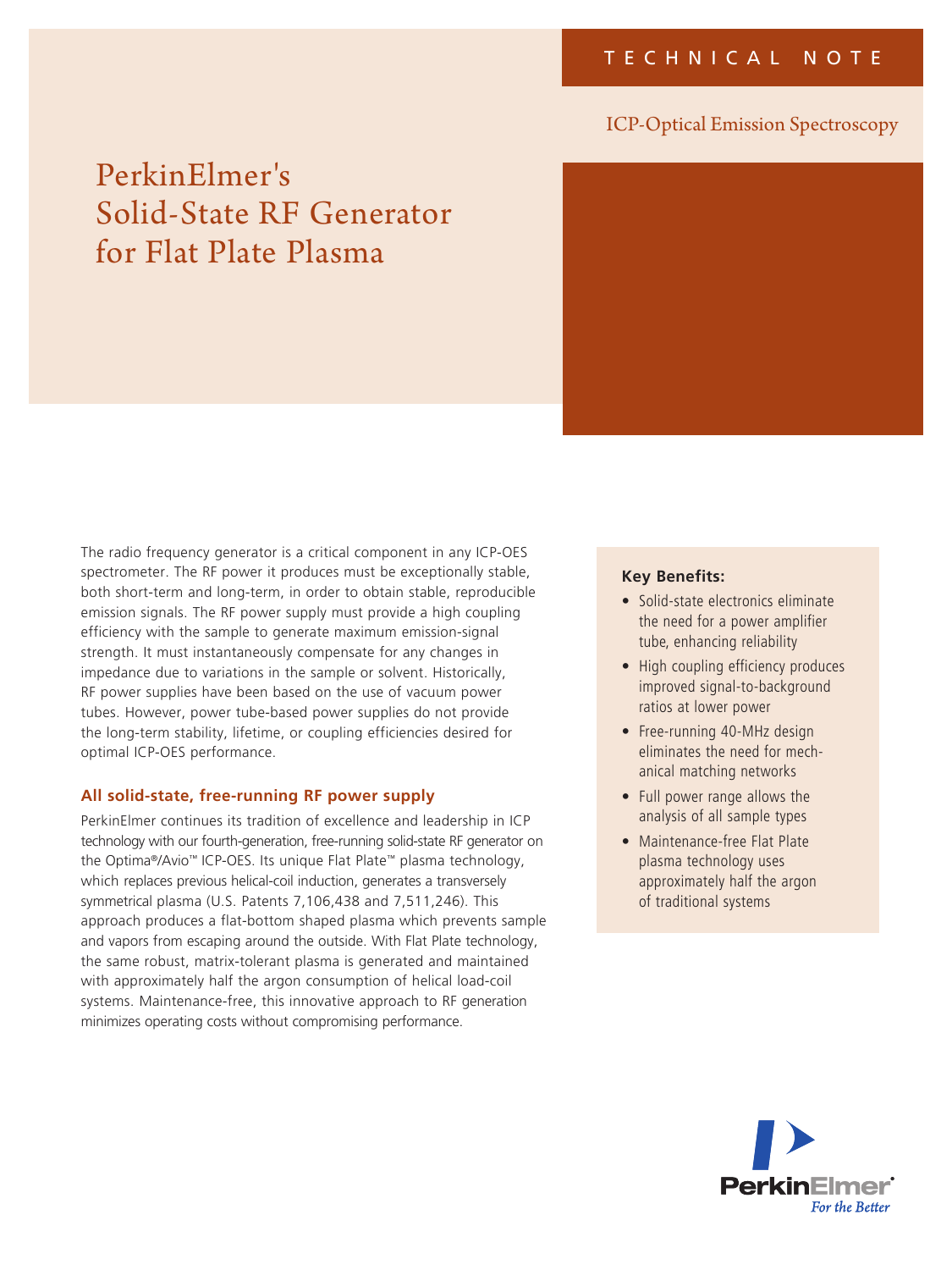TECHNICAL NOTE

ICP-Optical Emission Spectroscopy

# PerkinElmer's Solid-State RF Generator for Flat Plate Plasma

The radio frequency generator is a critical component in any ICP-OES spectrometer. The RF power it produces must be exceptionally stable, both short-term and long-term, in order to obtain stable, reproducible emission signals. The RF power supply must provide a high coupling efficiency with the sample to generate maximum emission-signal strength. It must instantaneously compensate for any changes in impedance due to variations in the sample or solvent. Historically, RF power supplies have been based on the use of vacuum power tubes. However, power tube-based power supplies do not provide the long-term stability, lifetime, or coupling efficiencies desired for optimal ICP-OES performance.

## All solid-state, free-running RF power supply

PerkinElmer continues its tradition of excellence and leadership in ICP technology with our fourth-generation, free-running solid-state RF generator on the Optima®/Avio™ ICP-OES. Its unique Flat Plate™ plasma technology, which replaces previous helical-coil induction, generates a transversely symmetrical plasma (U.S. Patents 7,106,438 and 7,511,246). This approach produces a flat-bottom shaped plasma which prevents sample and vapors from escaping around the outside. With Flat Plate technology, the same robust, matrix-tolerant plasma is generated and maintained with approximately half the argon consumption of helical load-coil systems. Maintenance-free, this innovative approach to RF generation minimizes operating costs without compromising performance.

**Key Benefits:**

- Solid-state electronics eliminate the need for a power amplifier tube, enhancing reliability
- High coupling efficiency produces improved signal-to-background ratios at lower power
- Free-running 40-MHz design eliminates the need for mechanical matching networks
- Full power range allows the analysis of all sample types
- Maintenance-free Flat Plate plasma technology uses approximately half the argon of traditional systems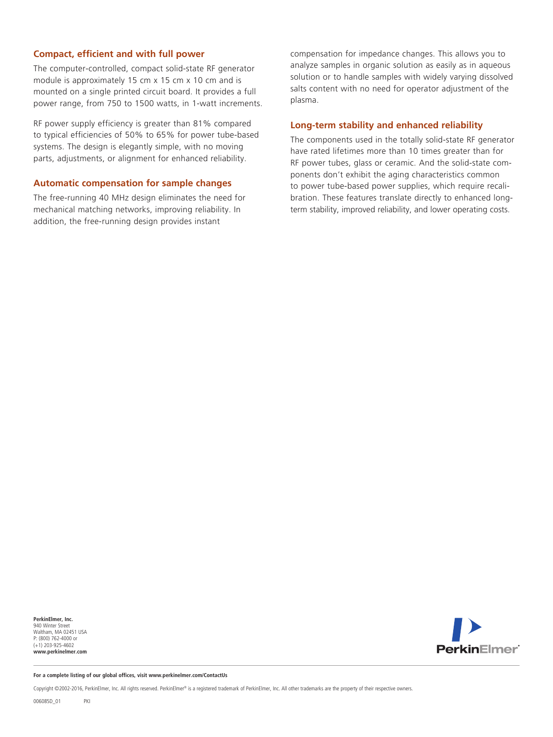## Compact, efficient and with full power

The computer-controlled, compact solid-state RF generator module is approximately 15 cm x 15 cm x 10 cm and is mounted on a single printed circuit board. It provides a full power range, from 750 to 1500 watts, in 1-watt increments.

RF power supply efficiency is greater than 81% compared to typical efficiencies of 50% to 65% for power tube-based systems. The design is elegantly simple, with no moving parts, adjustments, or alignment for enhanced reliability.

## Automatic compensation for sample changes

The free-running 40 MHz design eliminates the need for mechanical matching networks, improving reliability. In addition, the free-running design provides instant compensation for impedance changes. This allows you to analyze samples in organic solution as easily as in aqueous solution or to handle samples with widely varying dissolved salts content with no need for operator adjustment of the plasma.

## Long-term stability and enhanced reliability

The components used in the totally solid-state RF generator have rated lifetimes more than 10 times greater than for RF power tubes, glass or ceramic. And the solid-state components don't exhibit the aging characteristics common to power tube-based power supplies, which require recalibration. These features translate directly to enhanced long-term stability, improved reliability, and lower operating costs.

**PerkinElmer, Inc.**
940 Winter Street
Waltham, MA 02451 USA
P: (800) 762-4000 or
(+1) 203-925-4602
**www.perkinelmer.com**

**For a complete listing of our global offices, visit www.perkinelmer.com/ContactUs**

Copyright ©2002-2016, PerkinElmer, Inc. All rights reserved. PerkinElmer® is a registered trademark of PerkinElmer, Inc. All other trademarks are the property of their respective owners.

006085D_01 PKI